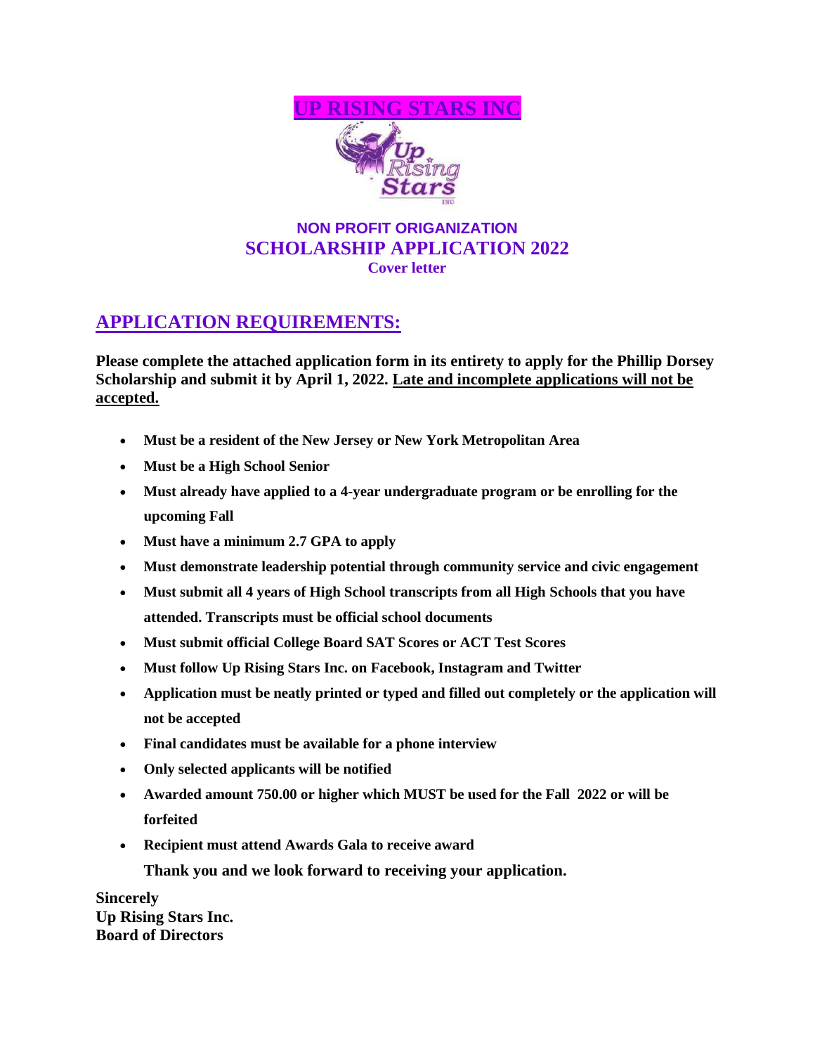# UP RISING STARS INC

**NON PROFIT ORIGANIZATION**

**SCHOLARSHIP APPLICATION 2022**

**Cover letter**

## APPLICATION REQUIREMENTS:

**Please complete the attached application form in its entirety to apply for the Phillip Dorsey Scholarship and submit it by April 1, 2022. Late and incomplete applications will not be accepted.**

- **Must be a resident of the New Jersey or New York Metropolitan Area**
- **Must be a High School Senior**
- **Must already have applied to a 4-year undergraduate program or be enrolling for the upcoming Fall**
- **Must have a minimum 2.7 GPA to apply**
- **Must demonstrate leadership potential through community service and civic engagement**
- **Must submit all 4 years of High School transcripts from all High Schools that you have attended. Transcripts must be official school documents**
- **Must submit official College Board SAT Scores or ACT Test Scores**
- **Must follow Up Rising Stars Inc. on Facebook, Instagram and Twitter**
- **Application must be neatly printed or typed and filled out completely or the application will not be accepted**
- **Final candidates must be available for a phone interview**
- **Only selected applicants will be notified**
- **Awarded amount 750.00 or higher which MUST be used for the Fall 2022 or will be forfeited**
- **Recipient must attend Awards Gala to receive award**

**Thank you and we look forward to receiving your application.**

**Sincerely**
**Up Rising Stars Inc.**
**Board of Directors**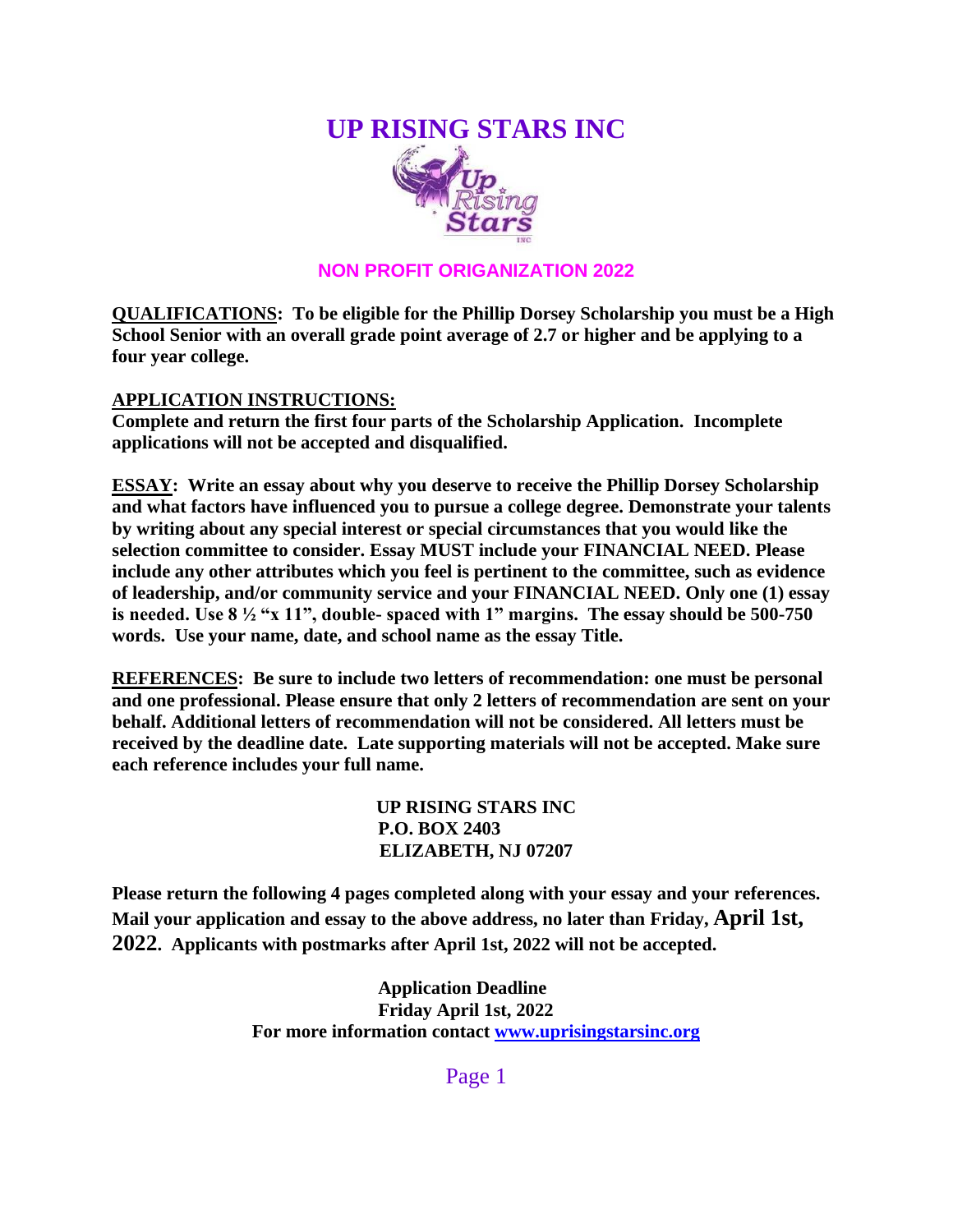# UP RISING STARS INC

**NON PROFIT ORIGANIZATION 2022**

**<u>QUALIFICATIONS</u>: To be eligible for the Phillip Dorsey Scholarship you must be a High School Senior with an overall grade point average of 2.7 or higher and be applying to a four year college.**

**<u>APPLICATION INSTRUCTIONS:</u>**
**Complete and return the first four parts of the Scholarship Application. Incomplete applications will not be accepted and disqualified.**

**<u>ESSAY</u>: Write an essay about why you deserve to receive the Phillip Dorsey Scholarship and what factors have influenced you to pursue a college degree. Demonstrate your talents by writing about any special interest or special circumstances that you would like the selection committee to consider. Essay MUST include your FINANCIAL NEED. Please include any other attributes which you feel is pertinent to the committee, such as evidence of leadership, and/or community service and your FINANCIAL NEED. Only one (1) essay is needed. Use 8 ½ "x 11", double- spaced with 1" margins. The essay should be 500-750 words. Use your name, date, and school name as the essay Title.**

**<u>REFERENCES</u>: Be sure to include two letters of recommendation: one must be personal and one professional. Please ensure that only 2 letters of recommendation are sent on your behalf. Additional letters of recommendation will not be considered. All letters must be received by the deadline date. Late supporting materials will not be accepted. Make sure each reference includes your full name.**

**UP RISING STARS INC**
**P.O. BOX 2403**
**ELIZABETH, NJ 07207**

**Please return the following 4 pages completed along with your essay and your references. Mail your application and essay to the above address, no later than Friday, April 1st, 2022. Applicants with postmarks after April 1st, 2022 will not be accepted.**

**Application Deadline**
**Friday April 1st, 2022**
**For more information contact [www.uprisingstarsinc.org](http://www.uprisingstarsinc.org)**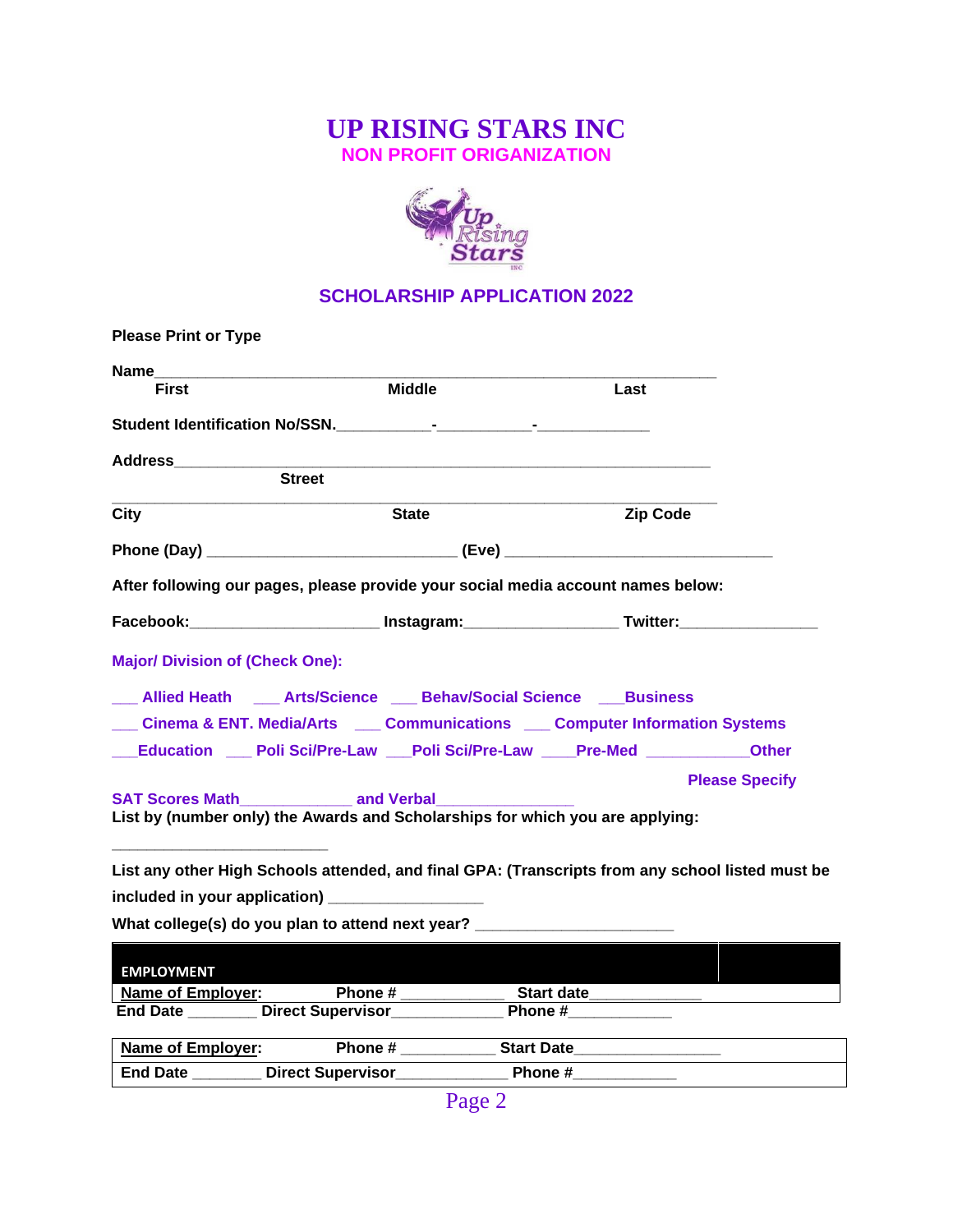# UP RISING STARS INC

## NON PROFIT ORIGANIZATION

## SCHOLARSHIP APPLICATION 2022

**Please Print or Type**

**Name**_______________________________________________________________

**First** **Middle** **Last**

**Student Identification No/SSN.**___________-___________-_____________

**Address**_____________________________________________________________

**Street**

_______________________________________________________________________

**City** **State** **Zip Code**

**Phone (Day)** _____________________________ **(Eve)** ______________________________

**After following our pages, please provide your social media account names below:**

**Facebook:**______________________ **Instagram:**__________________ **Twitter:**________________

**Major/ Division of (Check One):**

___ **Allied Heath** ___ **Arts/Science** ___ **Behav/Social Science** ___**Business**

___ **Cinema & ENT. Media/Arts** ___ **Communications** ___ **Computer Information Systems**

___**Education** ___ **Poli Sci/Pre-Law** ___**Poli Sci/Pre-Law** ____**Pre-Med** ____________**Other**

**Please Specify**

**SAT Scores Math**_____________ **and Verbal**________________

**List by (number only) the Awards and Scholarships for which you are applying:**

_________________________

**List any other High Schools attended, and final GPA: (Transcripts from any school listed must be included in your application)** _________________

**What college(s) do you plan to attend next year?** _______________________

| EMPLOYMENT | | |
|---|---|---|
| **Name of Employer:** | **Phone #** ____________ | **Start date**_____________ |
| **End Date** ________ **Direct Supervisor**_____________ | **Phone #**____________ | |

| | | |
|---|---|---|
| **Name of Employer:** | **Phone #** __________ | **Start Date**_________________ |
| **End Date** ________ **Direct Supervisor**_____________ | **Phone #**____________ | |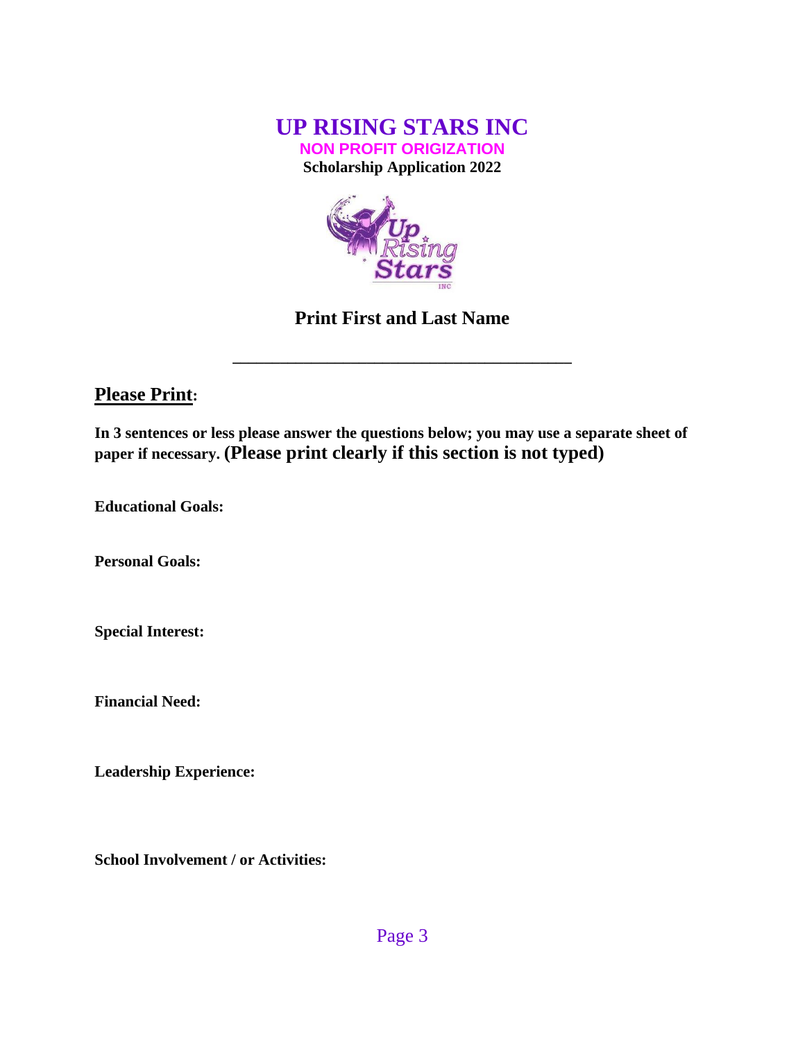# UP RISING STARS INC

**NON PROFIT ORIGIZATION**

**Scholarship Application 2022**

## Print First and Last Name

\_\_\_\_\_\_\_\_\_\_\_\_\_\_\_\_\_\_\_\_\_\_\_\_\_\_\_\_\_\_\_\_\_\_\_\_\_\_

**Please Print:**

**In 3 sentences or less please answer the questions below; you may use a separate sheet of paper if necessary. (Please print clearly if this section is not typed)**

**Educational Goals:**

**Personal Goals:**

**Special Interest:**

**Financial Need:**

**Leadership Experience:**

**School Involvement / or Activities:**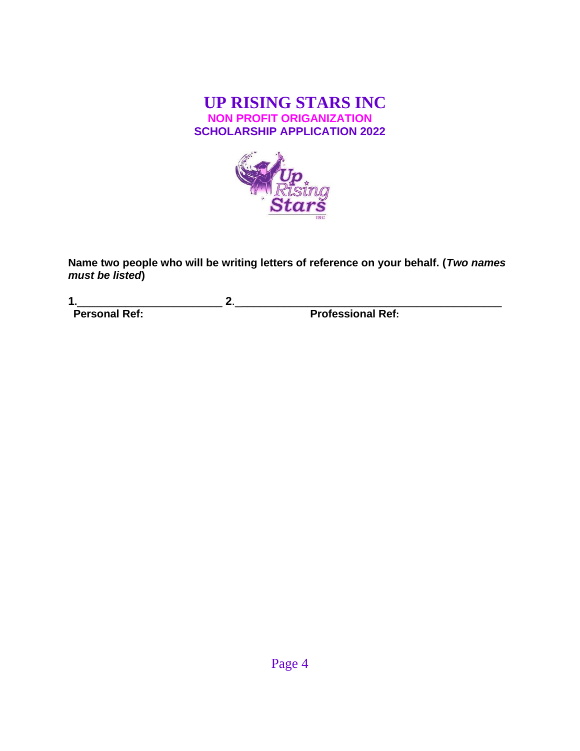# UP RISING STARS INC

**NON PROFIT ORIGANIZATION**

**SCHOLARSHIP APPLICATION 2022**

**Name two people who will be writing letters of reference on your behalf. (*Two names must be listed*)**

**1.**________________________ **2**.____________________________________________

**Personal Ref:** **Professional Ref:**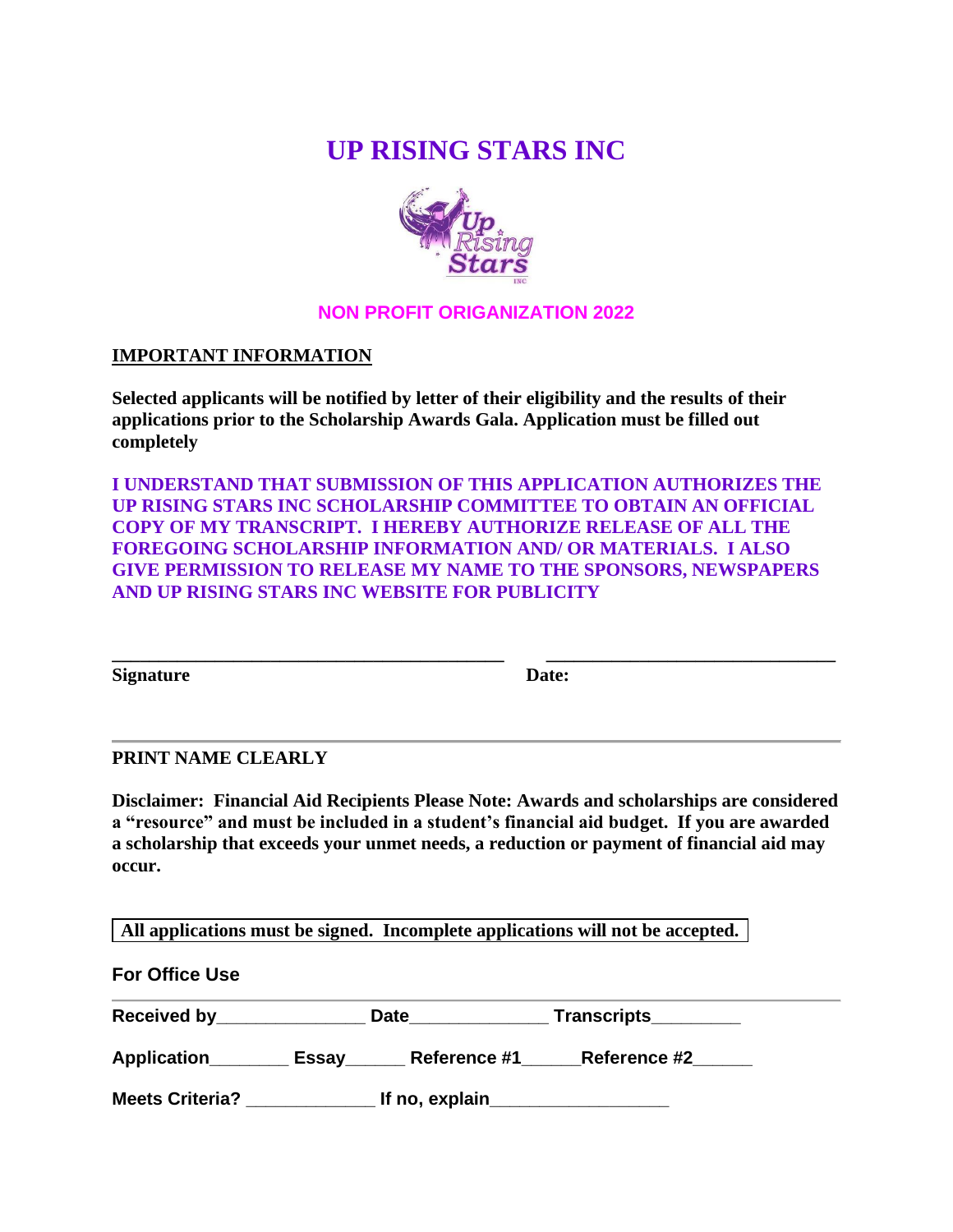# UP RISING STARS INC

**NON PROFIT ORIGANIZATION 2022**

**IMPORTANT INFORMATION**

**Selected applicants will be notified by letter of their eligibility and the results of their applications prior to the Scholarship Awards Gala. Application must be filled out completely**

**I UNDERSTAND THAT SUBMISSION OF THIS APPLICATION AUTHORIZES THE UP RISING STARS INC SCHOLARSHIP COMMITTEE TO OBTAIN AN OFFICIAL COPY OF MY TRANSCRIPT. I HEREBY AUTHORIZE RELEASE OF ALL THE FOREGOING SCHOLARSHIP INFORMATION AND/ OR MATERIALS. I ALSO GIVE PERMISSION TO RELEASE MY NAME TO THE SPONSORS, NEWSPAPERS AND UP RISING STARS INC WEBSITE FOR PUBLICITY**

\_\_\_\_\_\_\_\_\_\_\_\_\_\_\_\_\_\_\_\_\_\_\_\_\_\_\_\_\_\_\_\_\_\_\_\_\_\_\_\_\_\_\_ \_\_\_\_\_\_\_\_\_\_\_\_\_\_\_\_\_\_\_\_\_\_\_\_\_\_\_\_\_\_\_

**Signature** **Date:**

---

**PRINT NAME CLEARLY**

**Disclaimer: Financial Aid Recipients Please Note: Awards and scholarships are considered a "resource" and must be included in a student's financial aid budget. If you are awarded a scholarship that exceeds your unmet needs, a reduction or payment of financial aid may occur.**

**All applications must be signed. Incomplete applications will not be accepted.**

**For Office Use**

---

**Received by**\_\_\_\_\_\_\_\_\_\_\_\_\_\_\_ **Date**\_\_\_\_\_\_\_\_\_\_\_\_\_\_ **Transcripts**\_\_\_\_\_\_\_\_\_

**Application**\_\_\_\_\_\_\_\_ **Essay**\_\_\_\_\_\_ **Reference #1**\_\_\_\_\_\_**Reference #2**\_\_\_\_\_\_

**Meets Criteria?** \_\_\_\_\_\_\_\_\_\_\_\_\_ **If no, explain**\_\_\_\_\_\_\_\_\_\_\_\_\_\_\_\_\_\_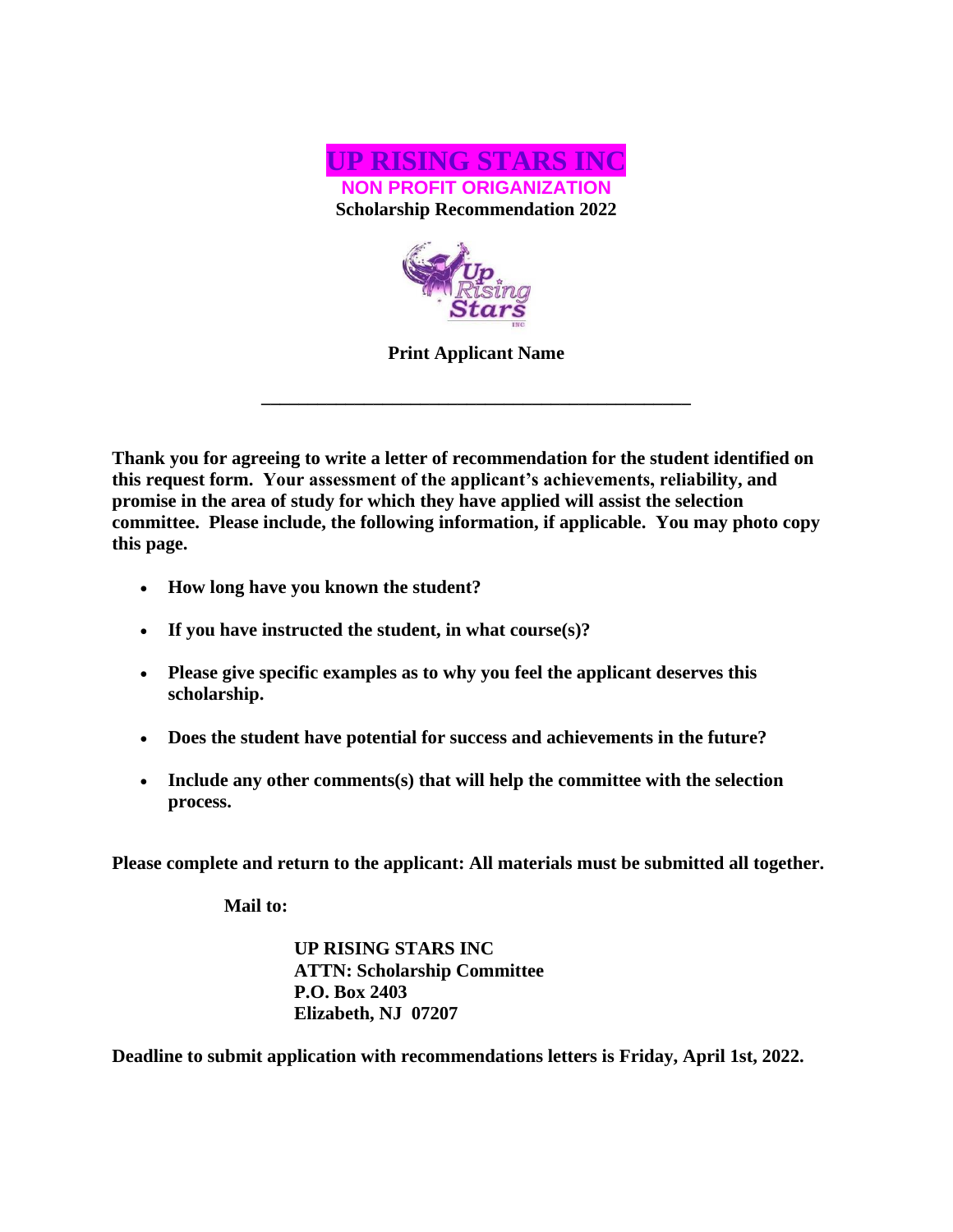# UP RISING STARS INC

**NON PROFIT ORIGANIZATION**

**Scholarship Recommendation 2022**

**Print Applicant Name**

**_______________________________________________**

**Thank you for agreeing to write a letter of recommendation for the student identified on this request form. Your assessment of the applicant's achievements, reliability, and promise in the area of study for which they have applied will assist the selection committee. Please include, the following information, if applicable. You may photo copy this page.**

- **How long have you known the student?**
- **If you have instructed the student, in what course(s)?**
- **Please give specific examples as to why you feel the applicant deserves this scholarship.**
- **Does the student have potential for success and achievements in the future?**
- **Include any other comments(s) that will help the committee with the selection process.**

**Please complete and return to the applicant: All materials must be submitted all together.**

**Mail to:**

**UP RISING STARS INC**
**ATTN: Scholarship Committee**
**P.O. Box 2403**
**Elizabeth, NJ 07207**

**Deadline to submit application with recommendations letters is Friday, April 1st, 2022.**